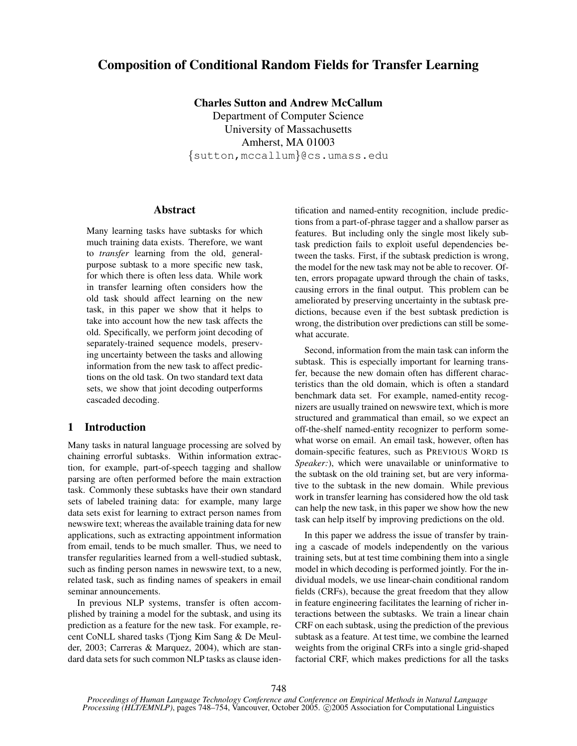# Composition of Conditional Random Fields for Transfer Learning

**Charles Sutton and Andrew McCallum**

Department of Computer Science
University of Massachusetts
Amherst, MA 01003
{sutton,mccallum}@cs.umass.edu

## Abstract

Many learning tasks have subtasks for which much training data exists. Therefore, we want to *transfer* learning from the old, general-purpose subtask to a more specific new task, for which there is often less data. While work in transfer learning often considers how the old task should affect learning on the new task, in this paper we show that it helps to take into account how the new task affects the old. Specifically, we perform joint decoding of separately-trained sequence models, preserving uncertainty between the tasks and allowing information from the new task to affect predictions on the old task. On two standard text data sets, we show that joint decoding outperforms cascaded decoding.

## 1 Introduction

Many tasks in natural language processing are solved by chaining errorful subtasks. Within information extraction, for example, part-of-speech tagging and shallow parsing are often performed before the main extraction task. Commonly these subtasks have their own standard sets of labeled training data: for example, many large data sets exist for learning to extract person names from newswire text; whereas the available training data for new applications, such as extracting appointment information from email, tends to be much smaller. Thus, we need to transfer regularities learned from a well-studied subtask, such as finding person names in newswire text, to a new, related task, such as finding names of speakers in email seminar announcements.

In previous NLP systems, transfer is often accomplished by training a model for the subtask, and using its prediction as a feature for the new task. For example, recent CoNLL shared tasks (Tjong Kim Sang & De Meulder, 2003; Carreras & Marquez, 2004), which are standard data sets for such common NLP tasks as clause identification and named-entity recognition, include predictions from a part-of-phrase tagger and a shallow parser as features. But including only the single most likely subtask prediction fails to exploit useful dependencies between the tasks. First, if the subtask prediction is wrong, the model for the new task may not be able to recover. Often, errors propagate upward through the chain of tasks, causing errors in the final output. This problem can be ameliorated by preserving uncertainty in the subtask predictions, because even if the best subtask prediction is wrong, the distribution over predictions can still be somewhat accurate.

Second, information from the main task can inform the subtask. This is especially important for learning transfer, because the new domain often has different characteristics than the old domain, which is often a standard benchmark data set. For example, named-entity recognizers are usually trained on newswire text, which is more structured and grammatical than email, so we expect an off-the-shelf named-entity recognizer to perform somewhat worse on email. An email task, however, often has domain-specific features, such as PREVIOUS WORD IS *Speaker:*), which were unavailable or uninformative to the subtask on the old training set, but are very informative to the subtask in the new domain. While previous work in transfer learning has considered how the old task can help the new task, in this paper we show how the new task can help itself by improving predictions on the old.

In this paper we address the issue of transfer by training a cascade of models independently on the various training sets, but at test time combining them into a single model in which decoding is performed jointly. For the individual models, we use linear-chain conditional random fields (CRFs), because the great freedom that they allow in feature engineering facilitates the learning of richer interactions between the subtasks. We train a linear chain CRF on each subtask, using the prediction of the previous subtask as a feature. At test time, we combine the learned weights from the original CRFs into a single grid-shaped factorial CRF, which makes predictions for all the tasks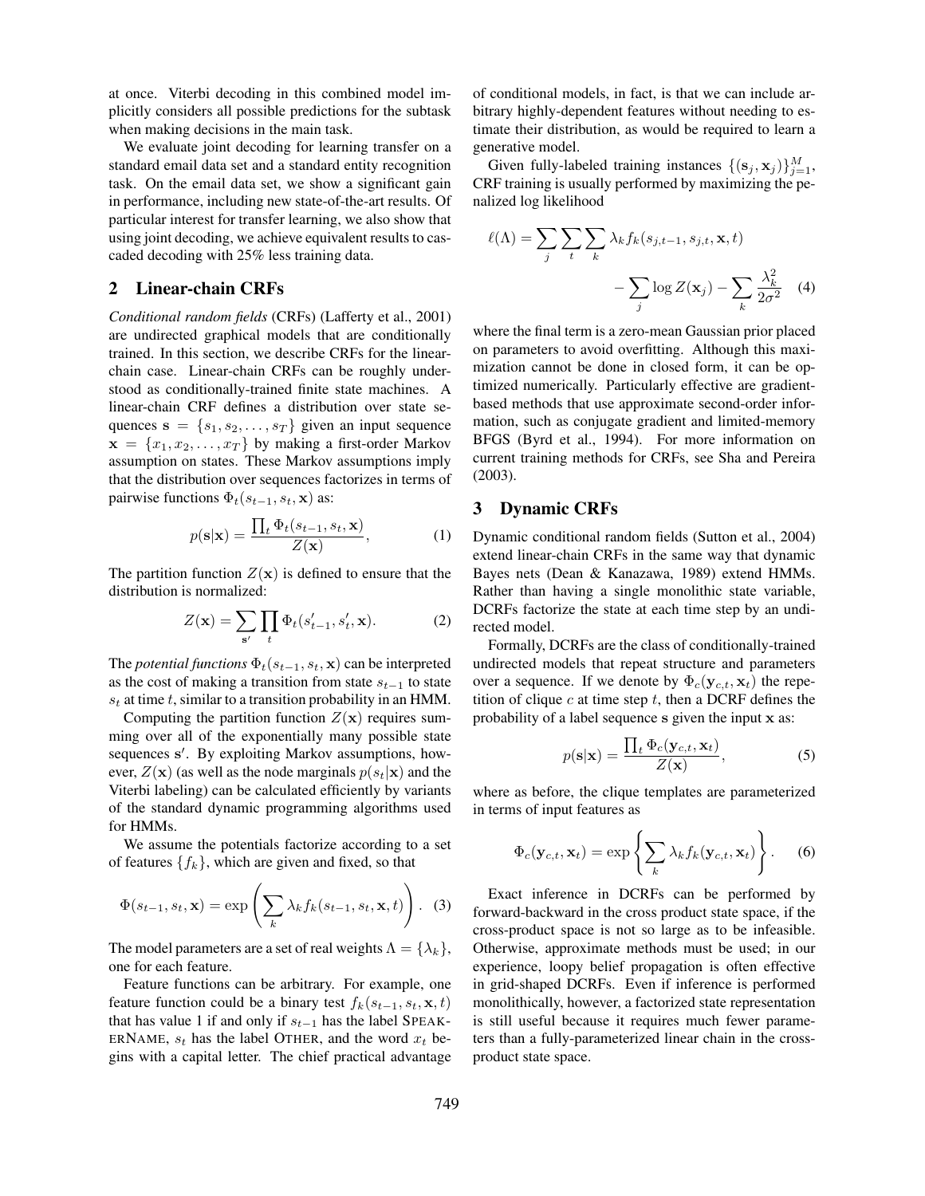at once. Viterbi decoding in this combined model implicitly considers all possible predictions for the subtask when making decisions in the main task.

We evaluate joint decoding for learning transfer on a standard email data set and a standard entity recognition task. On the email data set, we show a significant gain in performance, including new state-of-the-art results. Of particular interest for transfer learning, we also show that using joint decoding, we achieve equivalent results to cascaded decoding with 25% less training data.

## 2 Linear-chain CRFs

*Conditional random fields* (CRFs) (Lafferty et al., 2001) are undirected graphical models that are conditionally trained. In this section, we describe CRFs for the linear-chain case. Linear-chain CRFs can be roughly understood as conditionally-trained finite state machines. A linear-chain CRF defines a distribution over state sequences $\mathbf{s} = \{s_1, s_2, \ldots, s_T\}$ given an input sequence $\mathbf{x} = \{x_1, x_2, \ldots, x_T\}$ by making a first-order Markov assumption on states. These Markov assumptions imply that the distribution over sequences factorizes in terms of pairwise functions $\Phi_t(s_{t-1}, s_t, \mathbf{x})$ as:

$$p(\mathbf{s}|\mathbf{x}) = \frac{\prod_t \Phi_t(s_{t-1}, s_t, \mathbf{x})}{Z(\mathbf{x})}, \tag{1}$$

The partition function $Z(\mathbf{x})$ is defined to ensure that the distribution is normalized:

$$Z(\mathbf{x}) = \sum_{\mathbf{s}'} \prod_t \Phi_t(s'_{t-1}, s'_t, \mathbf{x}). \tag{2}$$

The *potential functions* $\Phi_t(s_{t-1}, s_t, \mathbf{x})$ can be interpreted as the cost of making a transition from state $s_{t-1}$ to state $s_t$ at time $t$, similar to a transition probability in an HMM.

Computing the partition function $Z(\mathbf{x})$ requires summing over all of the exponentially many possible state sequences $\mathbf{s}'$. By exploiting Markov assumptions, however, $Z(\mathbf{x})$ (as well as the node marginals $p(s_t|\mathbf{x})$ and the Viterbi labeling) can be calculated efficiently by variants of the standard dynamic programming algorithms used for HMMs.

We assume the potentials factorize according to a set of features $\{f_k\}$, which are given and fixed, so that

$$\Phi(s_{t-1}, s_t, \mathbf{x}) = \exp\left(\sum_k \lambda_k f_k(s_{t-1}, s_t, \mathbf{x}, t)\right). \tag{3}$$

The model parameters are a set of real weights $\Lambda = \{\lambda_k\}$, one for each feature.

Feature functions can be arbitrary. For example, one feature function could be a binary test $f_k(s_{t-1}, s_t, \mathbf{x}, t)$ that has value 1 if and only if $s_{t-1}$ has the label SPEAKERNAME, $s_t$ has the label OTHER, and the word $x_t$ begins with a capital letter. The chief practical advantage of conditional models, in fact, is that we can include arbitrary highly-dependent features without needing to estimate their distribution, as would be required to learn a generative model.

Given fully-labeled training instances $\{(\mathbf{s}_j, \mathbf{x}_j)\}_{j=1}^M$, CRF training is usually performed by maximizing the penalized log likelihood

$$\ell(\Lambda) = \sum_j \sum_t \sum_k \lambda_k f_k(s_{j,t-1}, s_{j,t}, \mathbf{x}, t) - \sum_j \log Z(\mathbf{x}_j) - \sum_k \frac{\lambda_k^2}{2\sigma^2} \tag{4}$$

where the final term is a zero-mean Gaussian prior placed on parameters to avoid overfitting. Although this maximization cannot be done in closed form, it can be optimized numerically. Particularly effective are gradient-based methods that use approximate second-order information, such as conjugate gradient and limited-memory BFGS (Byrd et al., 1994). For more information on current training methods for CRFs, see Sha and Pereira (2003).

## 3 Dynamic CRFs

Dynamic conditional random fields (Sutton et al., 2004) extend linear-chain CRFs in the same way that dynamic Bayes nets (Dean & Kanazawa, 1989) extend HMMs. Rather than having a single monolithic state variable, DCRFs factorize the state at each time step by an undirected model.

Formally, DCRFs are the class of conditionally-trained undirected models that repeat structure and parameters over a sequence. If we denote by $\Phi_c(\mathbf{y}_{c,t}, \mathbf{x}_t)$ the repetition of clique $c$ at time step $t$, then a DCRF defines the probability of a label sequence $\mathbf{s}$ given the input $\mathbf{x}$ as:

$$p(\mathbf{s}|\mathbf{x}) = \frac{\prod_t \Phi_c(\mathbf{y}_{c,t}, \mathbf{x}_t)}{Z(\mathbf{x})}, \tag{5}$$

where as before, the clique templates are parameterized in terms of input features as

$$\Phi_c(\mathbf{y}_{c,t}, \mathbf{x}_t) = \exp\left\{\sum_k \lambda_k f_k(\mathbf{y}_{c,t}, \mathbf{x}_t)\right\}. \tag{6}$$

Exact inference in DCRFs can be performed by forward-backward in the cross product state space, if the cross-product space is not so large as to be infeasible. Otherwise, approximate methods must be used; in our experience, loopy belief propagation is often effective in grid-shaped DCRFs. Even if inference is performed monolithically, however, a factorized state representation is still useful because it requires much fewer parameters than a fully-parameterized linear chain in the cross-product state space.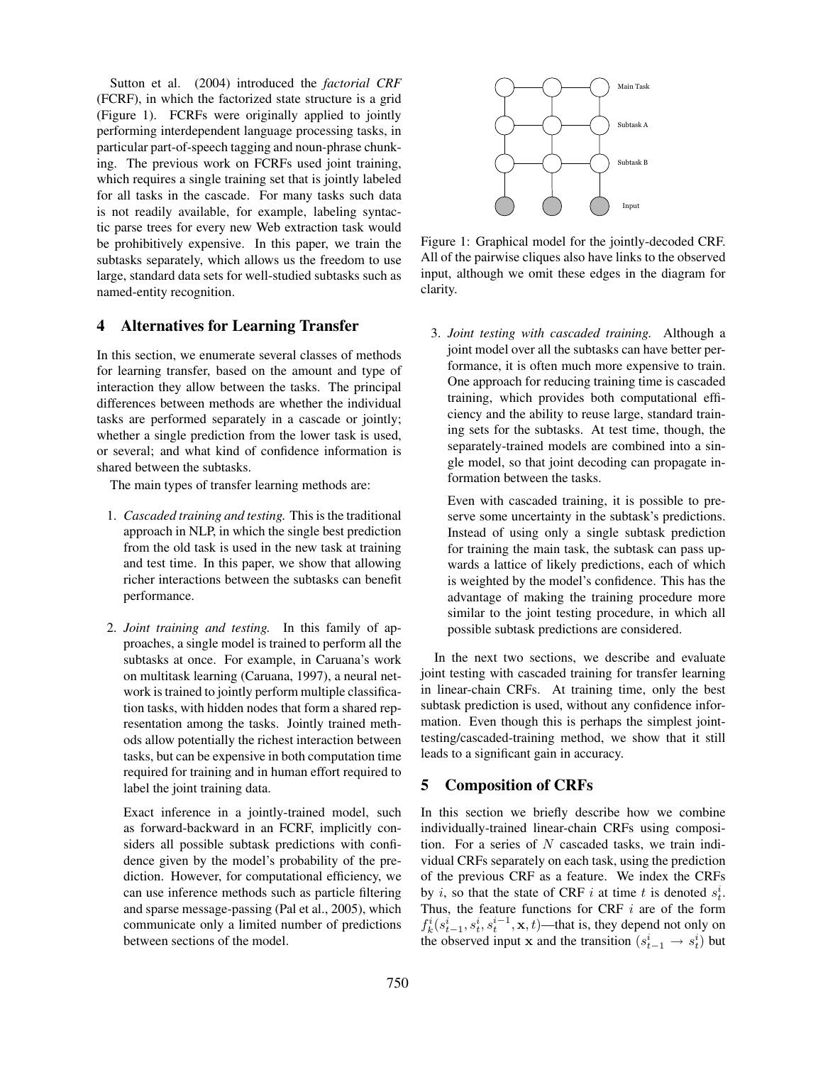Sutton et al. (2004) introduced the *factorial CRF* (FCRF), in which the factorized state structure is a grid (Figure 1). FCRFs were originally applied to jointly performing interdependent language processing tasks, in particular part-of-speech tagging and noun-phrase chunking. The previous work on FCRFs used joint training, which requires a single training set that is jointly labeled for all tasks in the cascade. For many tasks such data is not readily available, for example, labeling syntactic parse trees for every new Web extraction task would be prohibitively expensive. In this paper, we train the subtasks separately, which allows us the freedom to use large, standard data sets for well-studied subtasks such as named-entity recognition.

Figure 1: Graphical model for the jointly-decoded CRF. All of the pairwise cliques also have links to the observed input, although we omit these edges in the diagram for clarity.

## 4 Alternatives for Learning Transfer

In this section, we enumerate several classes of methods for learning transfer, based on the amount and type of interaction they allow between the tasks. The principal differences between methods are whether the individual tasks are performed separately in a cascade or jointly; whether a single prediction from the lower task is used, or several; and what kind of confidence information is shared between the subtasks.

The main types of transfer learning methods are:

1. *Cascaded training and testing.* This is the traditional approach in NLP, in which the single best prediction from the old task is used in the new task at training and test time. In this paper, we show that allowing richer interactions between the subtasks can benefit performance.

2. *Joint training and testing.* In this family of approaches, a single model is trained to perform all the subtasks at once. For example, in Caruana's work on multitask learning (Caruana, 1997), a neural network is trained to jointly perform multiple classification tasks, with hidden nodes that form a shared representation among the tasks. Jointly trained methods allow potentially the richest interaction between tasks, but can be expensive in both computation time required for training and in human effort required to label the joint training data.

   Exact inference in a jointly-trained model, such as forward-backward in an FCRF, implicitly considers all possible subtask predictions with confidence given by the model's probability of the prediction. However, for computational efficiency, we can use inference methods such as particle filtering and sparse message-passing (Pal et al., 2005), which communicate only a limited number of predictions between sections of the model.

3. *Joint testing with cascaded training.* Although a joint model over all the subtasks can have better performance, it is often much more expensive to train. One approach for reducing training time is cascaded training, which provides both computational efficiency and the ability to reuse large, standard training sets for the subtasks. At test time, though, the separately-trained models are combined into a single model, so that joint decoding can propagate information between the tasks.

   Even with cascaded training, it is possible to preserve some uncertainty in the subtask's predictions. Instead of using only a single subtask prediction for training the main task, the subtask can pass upwards a lattice of likely predictions, each of which is weighted by the model's confidence. This has the advantage of making the training procedure more similar to the joint testing procedure, in which all possible subtask predictions are considered.

In the next two sections, we describe and evaluate joint testing with cascaded training for transfer learning in linear-chain CRFs. At training time, only the best subtask prediction is used, without any confidence information. Even though this is perhaps the simplest joint-testing/cascaded-training method, we show that it still leads to a significant gain in accuracy.

## 5 Composition of CRFs

In this section we briefly describe how we combine individually-trained linear-chain CRFs using composition. For a series of $N$ cascaded tasks, we train individual CRFs separately on each task, using the prediction of the previous CRF as a feature. We index the CRFs by $i$, so that the state of CRF $i$ at time $t$ is denoted $s^i_t$. Thus, the feature functions for CRF $i$ are of the form $f^i_k(s^i_{t-1}, s^i_t, s^{i-1}_t, \mathbf{x}, t)$—that is, they depend not only on the observed input $\mathbf{x}$ and the transition $(s^i_{t-1} \rightarrow s^i_t)$ but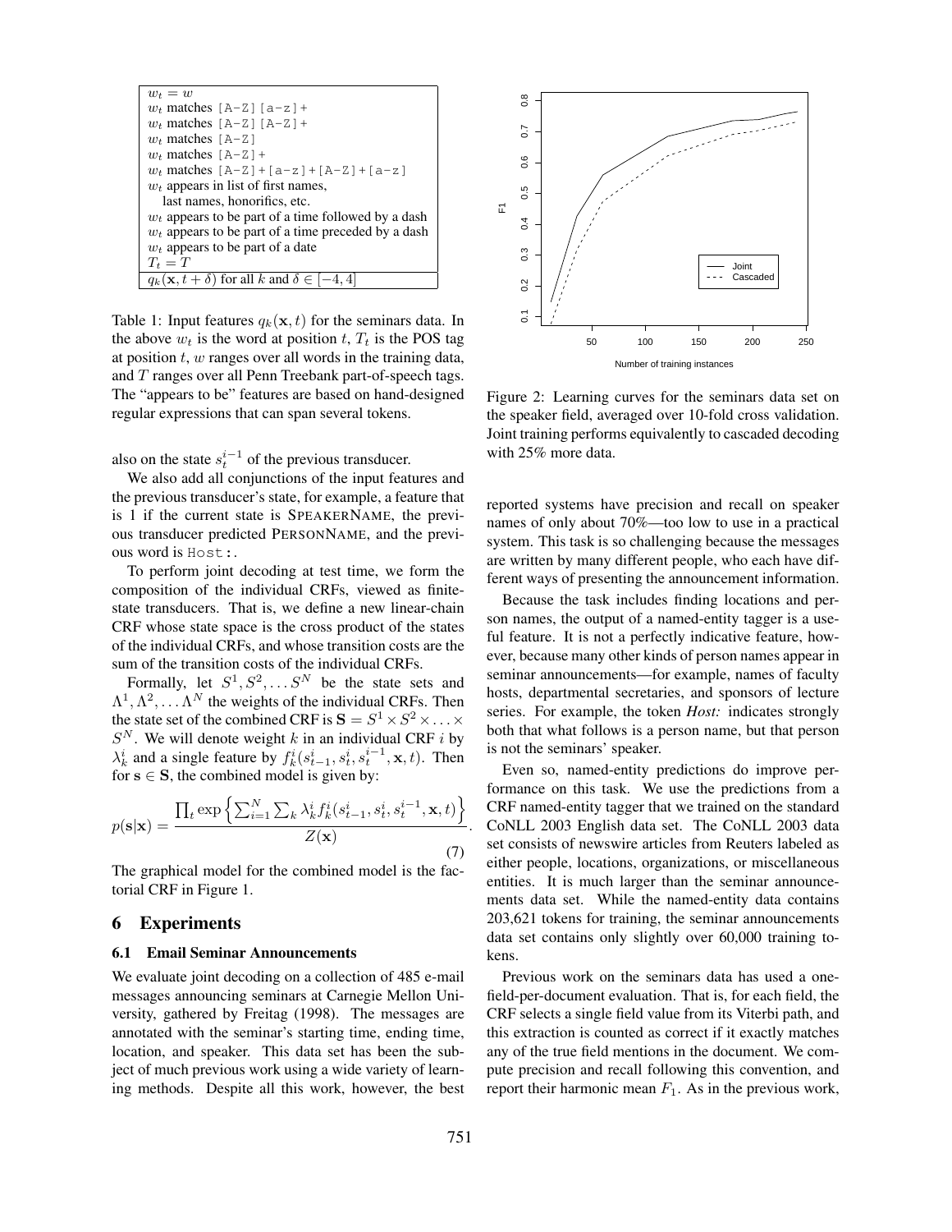| |
|---|
| $w_t = w$ |
| $w_t$ matches `[A-Z][a-z]+` |
| $w_t$ matches `[A-Z][A-Z]+` |
| $w_t$ matches `[A-Z]` |
| $w_t$ matches `[A-Z]+` |
| $w_t$ matches `[A-Z]+[a-z]+[A-Z]+[a-z]` |
| $w_t$ appears in list of first names, last names, honorifics, etc. |
| $w_t$ appears to be part of a time followed by a dash |
| $w_t$ appears to be part of a time preceded by a dash |
| $w_t$ appears to be part of a date |
| $T_t = T$ |
| $q_k(\mathbf{x}, t + \delta)$ for all $k$ and $\delta \in [-4, 4]$ |

Table 1: Input features $q_k(\mathbf{x}, t)$ for the seminars data. In the above $w_t$ is the word at position $t$, $T_t$ is the POS tag at position $t$, $w$ ranges over all words in the training data, and $T$ ranges over all Penn Treebank part-of-speech tags. The "appears to be" features are based on hand-designed regular expressions that can span several tokens.

also on the state $s_t^{i-1}$ of the previous transducer.

We also add all conjunctions of the input features and the previous transducer's state, for example, a feature that is 1 if the current state is SPEAKERNAME, the previous transducer predicted PERSONNAME, and the previous word is `Host:`.

To perform joint decoding at test time, we form the composition of the individual CRFs, viewed as finite-state transducers. That is, we define a new linear-chain CRF whose state space is the cross product of the states of the individual CRFs, and whose transition costs are the sum of the transition costs of the individual CRFs.

Formally, let $S^1, S^2, \ldots S^N$ be the state sets and $\Lambda^1, \Lambda^2, \ldots \Lambda^N$ the weights of the individual CRFs. Then the state set of the combined CRF is $\mathbf{S} = S^1 \times S^2 \times \ldots \times S^N$. We will denote weight $k$ in an individual CRF $i$ by $\lambda_k^i$ and a single feature by $f_k^i(s_{t-1}^i, s_t^i, s_t^{i-1}, \mathbf{x}, t)$. Then for $\mathbf{s} \in \mathbf{S}$, the combined model is given by:

$$p(\mathbf{s}|\mathbf{x}) = \frac{\prod_t \exp\left\{\sum_{i=1}^N \sum_k \lambda_k^i f_k^i(s_{t-1}^i, s_t^i, s_t^{i-1}, \mathbf{x}, t)\right\}}{Z(\mathbf{x})}. \tag{7}$$

The graphical model for the combined model is the factorial CRF in Figure 1.

## 6 Experiments

### 6.1 Email Seminar Announcements

We evaluate joint decoding on a collection of 485 e-mail messages announcing seminars at Carnegie Mellon University, gathered by Freitag (1998). The messages are annotated with the seminar's starting time, ending time, location, and speaker. This data set has been the subject of much previous work using a wide variety of learning methods. Despite all this work, however, the best reported systems have precision and recall on speaker names of only about 70%—too low to use in a practical system. This task is so challenging because the messages are written by many different people, who each have different ways of presenting the announcement information.

Figure 2: Learning curves for the seminars data set on the speaker field, averaged over 10-fold cross validation. Joint training performs equivalently to cascaded decoding with 25% more data.

Because the task includes finding locations and person names, the output of a named-entity tagger is a useful feature. It is not a perfectly indicative feature, however, because many other kinds of person names appear in seminar announcements—for example, names of faculty hosts, departmental secretaries, and sponsors of lecture series. For example, the token *Host:* indicates strongly both that what follows is a person name, but that person is not the seminars' speaker.

Even so, named-entity predictions do improve performance on this task. We use the predictions from a CRF named-entity tagger that we trained on the standard CoNLL 2003 English data set. The CoNLL 2003 data set consists of newswire articles from Reuters labeled as either people, locations, organizations, or miscellaneous entities. It is much larger than the seminar announcements data set. While the named-entity data contains 203,621 tokens for training, the seminar announcements data set contains only slightly over 60,000 training tokens.

Previous work on the seminars data has used a one-field-per-document evaluation. That is, for each field, the CRF selects a single field value from its Viterbi path, and this extraction is counted as correct if it exactly matches any of the true field mentions in the document. We compute precision and recall following this convention, and report their harmonic mean $F_1$. As in the previous work,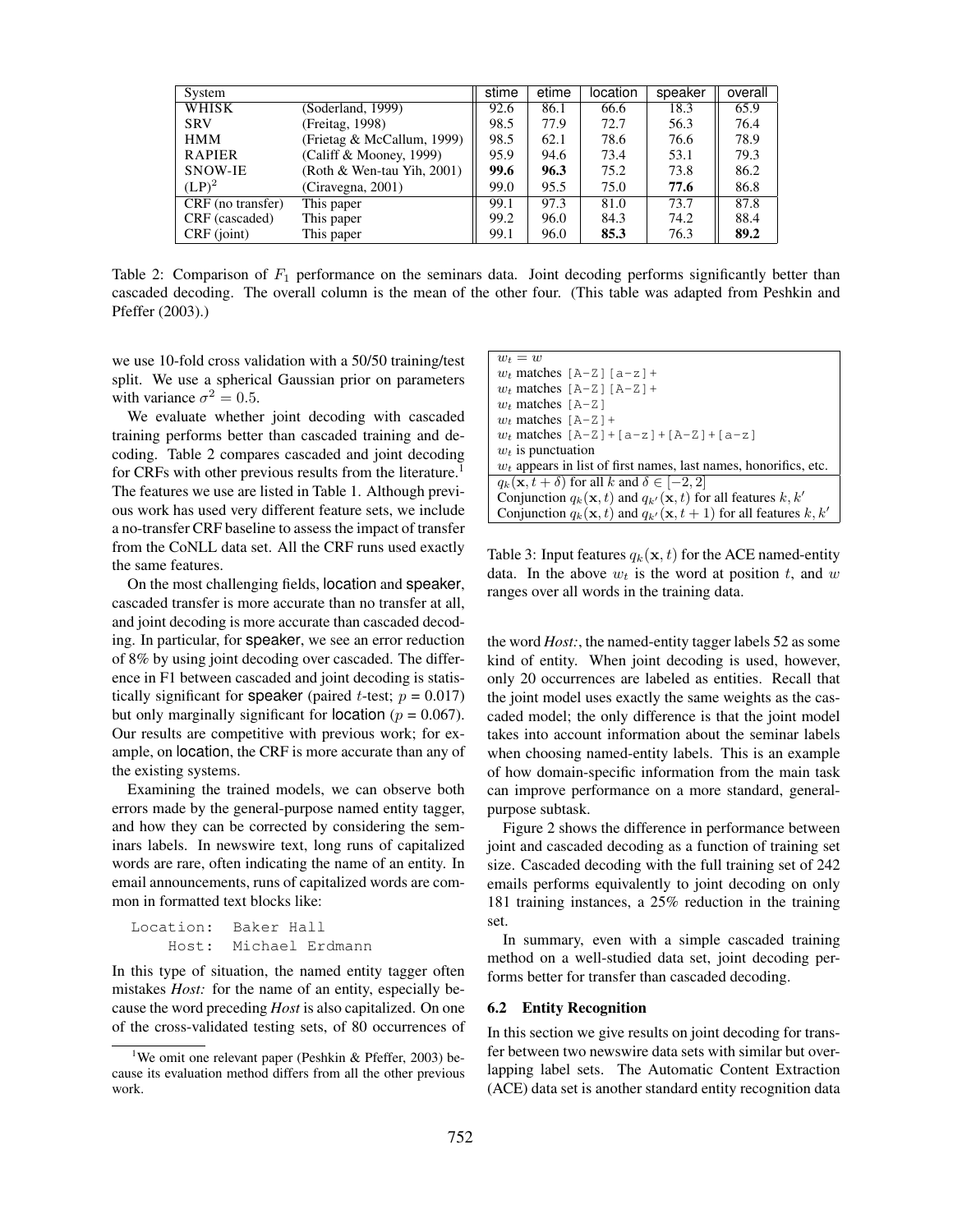| System | | stime | etime | location | speaker | overall |
|---|---|---|---|---|---|---|
| WHISK | (Soderland, 1999) | 92.6 | 86.1 | 66.6 | 18.3 | 65.9 |
| SRV | (Freitag, 1998) | 98.5 | 77.9 | 72.7 | 56.3 | 76.4 |
| HMM | (Frietag & McCallum, 1999) | 98.5 | 62.1 | 78.6 | 76.6 | 78.9 |
| RAPIER | (Califf & Mooney, 1999) | 95.9 | 94.6 | 73.4 | 53.1 | 79.3 |
| SNOW-IE | (Roth & Wen-tau Yih, 2001) | **99.6** | **96.3** | 75.2 | 73.8 | 86.2 |
| $(LP)^2$ | (Ciravegna, 2001) | 99.0 | 95.5 | 75.0 | **77.6** | 86.8 |
| CRF (no transfer) | This paper | 99.1 | 97.3 | 81.0 | 73.7 | 87.8 |
| CRF (cascaded) | This paper | 99.2 | 96.0 | 84.3 | 74.2 | 88.4 |
| CRF (joint) | This paper | 99.1 | 96.0 | **85.3** | 76.3 | **89.2** |

Table 2: Comparison of $F_1$ performance on the seminars data. Joint decoding performs significantly better than cascaded decoding. The overall column is the mean of the other four. (This table was adapted from Peshkin and Pfeffer (2003).)

we use 10-fold cross validation with a 50/50 training/test split. We use a spherical Gaussian prior on parameters with variance $\sigma^2 = 0.5$.

We evaluate whether joint decoding with cascaded training performs better than cascaded training and decoding. Table 2 compares cascaded and joint decoding for CRFs with other previous results from the literature.[1] The features we use are listed in Table 1. Although previous work has used very different feature sets, we include a no-transfer CRF baseline to assess the impact of transfer from the CoNLL data set. All the CRF runs used exactly the same features.

On the most challenging fields, location and speaker, cascaded transfer is more accurate than no transfer at all, and joint decoding is more accurate than cascaded decoding. In particular, for speaker, we see an error reduction of 8% by using joint decoding over cascaded. The difference in F1 between cascaded and joint decoding is statistically significant for speaker (paired $t$-test; $p$ = 0.017) but only marginally significant for location ($p$ = 0.067). Our results are competitive with previous work; for example, on location, the CRF is more accurate than any of the existing systems.

Examining the trained models, we can observe both errors made by the general-purpose named entity tagger, and how they can be corrected by considering the seminars labels. In newswire text, long runs of capitalized words are rare, often indicating the name of an entity. In email announcements, runs of capitalized words are common in formatted text blocks like:

```
Location:  Baker Hall
    Host:  Michael Erdmann
```

In this type of situation, the named entity tagger often mistakes *Host:* for the name of an entity, especially because the word preceding *Host* is also capitalized. On one of the cross-validated testing sets, of 80 occurrences of the word *Host:*, the named-entity tagger labels 52 as some kind of entity. When joint decoding is used, however, only 20 occurrences are labeled as entities. Recall that the joint model uses exactly the same weights as the cascaded model; the only difference is that the joint model takes into account information about the seminar labels when choosing named-entity labels. This is an example of how domain-specific information from the main task can improve performance on a more standard, general-purpose subtask.

| |
|---|
| $w_t = w$ |
| $w_t$ matches [A-Z][a-z]+ |
| $w_t$ matches [A-Z][A-Z]+ |
| $w_t$ matches [A-Z] |
| $w_t$ matches [A-Z]+ |
| $w_t$ matches [A-Z]+[a-z]+[A-Z]+[a-z] |
| $w_t$ is punctuation |
| $w_t$ appears in list of first names, last names, honorifics, etc. |
| $q_k(\mathbf{x}, t+\delta)$ for all $k$ and $\delta \in [-2, 2]$ |
| Conjunction $q_k(\mathbf{x}, t)$ and $q_{k'}(\mathbf{x}, t)$ for all features $k, k'$ |
| Conjunction $q_k(\mathbf{x}, t)$ and $q_{k'}(\mathbf{x}, t+1)$ for all features $k, k'$ |

Table 3: Input features $q_k(\mathbf{x}, t)$ for the ACE named-entity data. In the above $w_t$ is the word at position $t$, and $w$ ranges over all words in the training data.

Figure 2 shows the difference in performance between joint and cascaded decoding as a function of training set size. Cascaded decoding with the full training set of 242 emails performs equivalently to joint decoding on only 181 training instances, a 25% reduction in the training set.

In summary, even with a simple cascaded training method on a well-studied data set, joint decoding performs better for transfer than cascaded decoding.

### 6.2 Entity Recognition

In this section we give results on joint decoding for transfer between two newswire data sets with similar but overlapping label sets. The Automatic Content Extraction (ACE) data set is another standard entity recognition data

[1] We omit one relevant paper (Peshkin & Pfeffer, 2003) because its evaluation method differs from all the other previous work.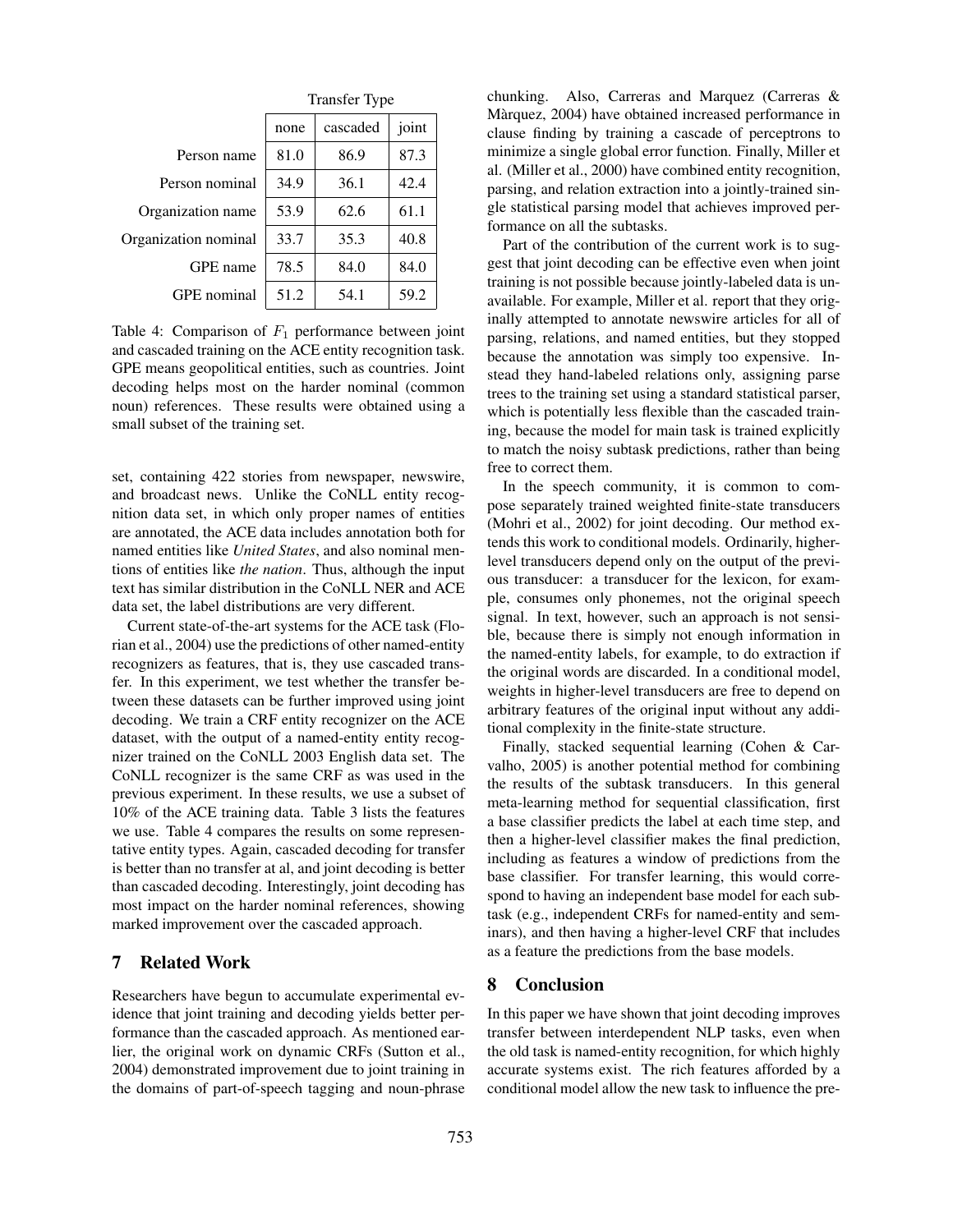| | Transfer Type | | |
|---|---|---|---|
| | none | cascaded | joint |
| Person name | 81.0 | 86.9 | 87.3 |
| Person nominal | 34.9 | 36.1 | 42.4 |
| Organization name | 53.9 | 62.6 | 61.1 |
| Organization nominal | 33.7 | 35.3 | 40.8 |
| GPE name | 78.5 | 84.0 | 84.0 |
| GPE nominal | 51.2 | 54.1 | 59.2 |

Table 4: Comparison of $F_1$ performance between joint and cascaded training on the ACE entity recognition task. GPE means geopolitical entities, such as countries. Joint decoding helps most on the harder nominal (common noun) references. These results were obtained using a small subset of the training set.

set, containing 422 stories from newspaper, newswire, and broadcast news. Unlike the CoNLL entity recognition data set, in which only proper names of entities are annotated, the ACE data includes annotation both for named entities like *United States*, and also nominal mentions of entities like *the nation*. Thus, although the input text has similar distribution in the CoNLL NER and ACE data set, the label distributions are very different.

Current state-of-the-art systems for the ACE task (Florian et al., 2004) use the predictions of other named-entity recognizers as features, that is, they use cascaded transfer. In this experiment, we test whether the transfer between these datasets can be further improved using joint decoding. We train a CRF entity recognizer on the ACE dataset, with the output of a named-entity entity recognizer trained on the CoNLL 2003 English data set. The CoNLL recognizer is the same CRF as was used in the previous experiment. In these results, we use a subset of 10% of the ACE training data. Table 3 lists the features we use. Table 4 compares the results on some representative entity types. Again, cascaded decoding for transfer is better than no transfer at al, and joint decoding is better than cascaded decoding. Interestingly, joint decoding has most impact on the harder nominal references, showing marked improvement over the cascaded approach.

## 7 Related Work

Researchers have begun to accumulate experimental evidence that joint training and decoding yields better performance than the cascaded approach. As mentioned earlier, the original work on dynamic CRFs (Sutton et al., 2004) demonstrated improvement due to joint training in the domains of part-of-speech tagging and noun-phrase chunking. Also, Carreras and Marquez (Carreras & Màrquez, 2004) have obtained increased performance in clause finding by training a cascade of perceptrons to minimize a single global error function. Finally, Miller et al. (Miller et al., 2000) have combined entity recognition, parsing, and relation extraction into a jointly-trained single statistical parsing model that achieves improved performance on all the subtasks.

Part of the contribution of the current work is to suggest that joint decoding can be effective even when joint training is not possible because jointly-labeled data is unavailable. For example, Miller et al. report that they originally attempted to annotate newswire articles for all of parsing, relations, and named entities, but they stopped because the annotation was simply too expensive. Instead they hand-labeled relations only, assigning parse trees to the training set using a standard statistical parser, which is potentially less flexible than the cascaded training, because the model for main task is trained explicitly to match the noisy subtask predictions, rather than being free to correct them.

In the speech community, it is common to compose separately trained weighted finite-state transducers (Mohri et al., 2002) for joint decoding. Our method extends this work to conditional models. Ordinarily, higher-level transducers depend only on the output of the previous transducer: a transducer for the lexicon, for example, consumes only phonemes, not the original speech signal. In text, however, such an approach is not sensible, because there is simply not enough information in the named-entity labels, for example, to do extraction if the original words are discarded. In a conditional model, weights in higher-level transducers are free to depend on arbitrary features of the original input without any additional complexity in the finite-state structure.

Finally, stacked sequential learning (Cohen & Carvalho, 2005) is another potential method for combining the results of the subtask transducers. In this general meta-learning method for sequential classification, first a base classifier predicts the label at each time step, and then a higher-level classifier makes the final prediction, including as features a window of predictions from the base classifier. For transfer learning, this would correspond to having an independent base model for each subtask (e.g., independent CRFs for named-entity and seminars), and then having a higher-level CRF that includes as a feature the predictions from the base models.

## 8 Conclusion

In this paper we have shown that joint decoding improves transfer between interdependent NLP tasks, even when the old task is named-entity recognition, for which highly accurate systems exist. The rich features afforded by a conditional model allow the new task to influence the pre-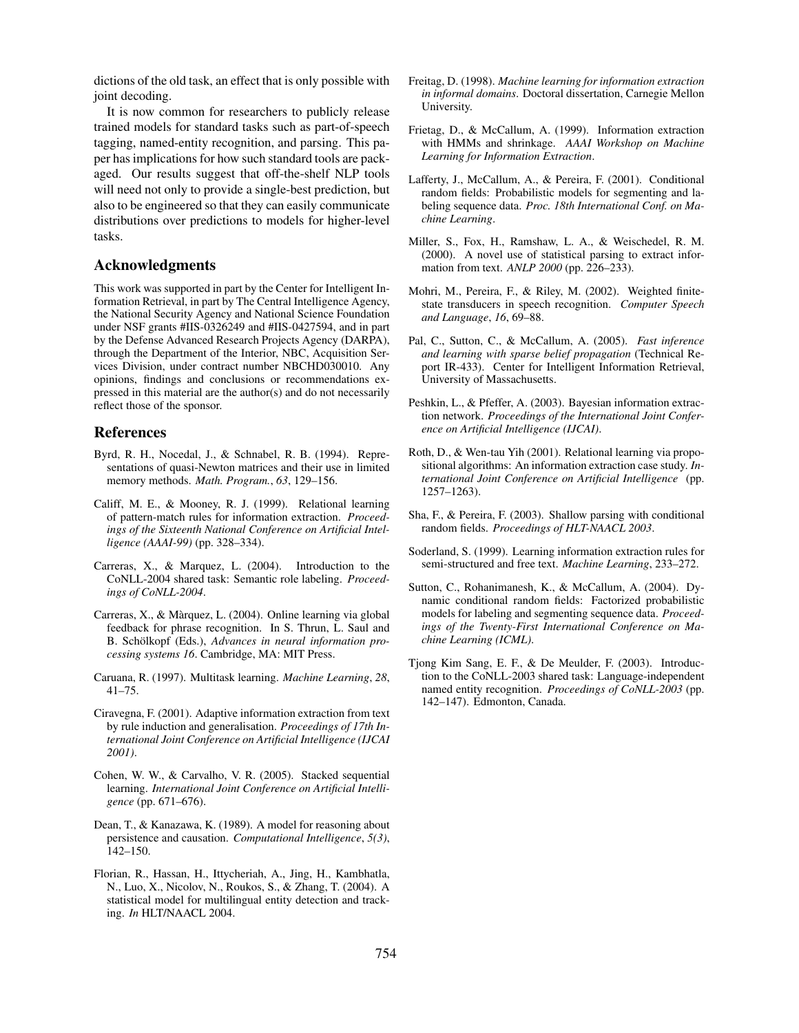dictions of the old task, an effect that is only possible with joint decoding.

It is now common for researchers to publicly release trained models for standard tasks such as part-of-speech tagging, named-entity recognition, and parsing. This paper has implications for how such standard tools are packaged. Our results suggest that off-the-shelf NLP tools will need not only to provide a single-best prediction, but also to be engineered so that they can easily communicate distributions over predictions to models for higher-level tasks.

## Acknowledgments

This work was supported in part by the Center for Intelligent Information Retrieval, in part by The Central Intelligence Agency, the National Security Agency and National Science Foundation under NSF grants #IIS-0326249 and #IIS-0427594, and in part by the Defense Advanced Research Projects Agency (DARPA), through the Department of the Interior, NBC, Acquisition Services Division, under contract number NBCHD030010. Any opinions, findings and conclusions or recommendations expressed in this material are the author(s) and do not necessarily reflect those of the sponsor.

## References

Byrd, R. H., Nocedal, J., & Schnabel, R. B. (1994). Representations of quasi-Newton matrices and their use in limited memory methods. *Math. Program.*, *63*, 129–156.

Califf, M. E., & Mooney, R. J. (1999). Relational learning of pattern-match rules for information extraction. *Proceedings of the Sixteenth National Conference on Artificial Intelligence (AAAI-99)* (pp. 328–334).

Carreras, X., & Marquez, L. (2004). Introduction to the CoNLL-2004 shared task: Semantic role labeling. *Proceedings of CoNLL-2004*.

Carreras, X., & Màrquez, L. (2004). Online learning via global feedback for phrase recognition. In S. Thrun, L. Saul and B. Schölkopf (Eds.), *Advances in neural information processing systems 16*. Cambridge, MA: MIT Press.

Caruana, R. (1997). Multitask learning. *Machine Learning*, *28*, 41–75.

Ciravegna, F. (2001). Adaptive information extraction from text by rule induction and generalisation. *Proceedings of 17th International Joint Conference on Artificial Intelligence (IJCAI 2001)*.

Cohen, W. W., & Carvalho, V. R. (2005). Stacked sequential learning. *International Joint Conference on Artificial Intelligence* (pp. 671–676).

Dean, T., & Kanazawa, K. (1989). A model for reasoning about persistence and causation. *Computational Intelligence*, *5(3)*, 142–150.

Florian, R., Hassan, H., Ittycheriah, A., Jing, H., Kambhatla, N., Luo, X., Nicolov, N., Roukos, S., & Zhang, T. (2004). A statistical model for multilingual entity detection and tracking. *In* HLT/NAACL 2004.

Freitag, D. (1998). *Machine learning for information extraction in informal domains*. Doctoral dissertation, Carnegie Mellon University.

Frietag, D., & McCallum, A. (1999). Information extraction with HMMs and shrinkage. *AAAI Workshop on Machine Learning for Information Extraction*.

Lafferty, J., McCallum, A., & Pereira, F. (2001). Conditional random fields: Probabilistic models for segmenting and labeling sequence data. *Proc. 18th International Conf. on Machine Learning*.

Miller, S., Fox, H., Ramshaw, L. A., & Weischedel, R. M. (2000). A novel use of statistical parsing to extract information from text. *ANLP 2000* (pp. 226–233).

Mohri, M., Pereira, F., & Riley, M. (2002). Weighted finite-state transducers in speech recognition. *Computer Speech and Language*, *16*, 69–88.

Pal, C., Sutton, C., & McCallum, A. (2005). *Fast inference and learning with sparse belief propagation* (Technical Report IR-433). Center for Intelligent Information Retrieval, University of Massachusetts.

Peshkin, L., & Pfeffer, A. (2003). Bayesian information extraction network. *Proceedings of the International Joint Conference on Artificial Intelligence (IJCAI)*.

Roth, D., & Wen-tau Yih (2001). Relational learning via propositional algorithms: An information extraction case study. *International Joint Conference on Artificial Intelligence* (pp. 1257–1263).

Sha, F., & Pereira, F. (2003). Shallow parsing with conditional random fields. *Proceedings of HLT-NAACL 2003*.

Soderland, S. (1999). Learning information extraction rules for semi-structured and free text. *Machine Learning*, 233–272.

Sutton, C., Rohanimanesh, K., & McCallum, A. (2004). Dynamic conditional random fields: Factorized probabilistic models for labeling and segmenting sequence data. *Proceedings of the Twenty-First International Conference on Machine Learning (ICML)*.

Tjong Kim Sang, E. F., & De Meulder, F. (2003). Introduction to the CoNLL-2003 shared task: Language-independent named entity recognition. *Proceedings of CoNLL-2003* (pp. 142–147). Edmonton, Canada.